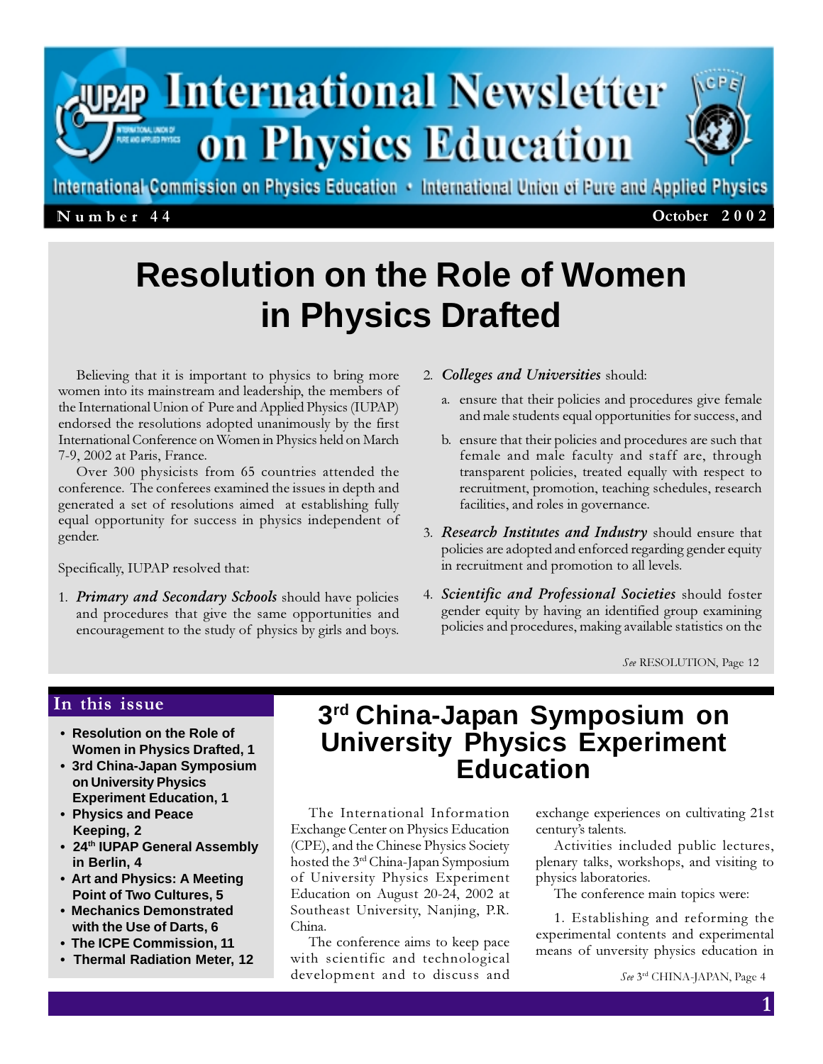# International Newsletter on Physics Education

International Commission on Physics Education • International Union of Pure and Applied Physics

Number 44 — October 2002

# Resolution on the Role of Women in Physics Drafted

Believing that it is important to physics to bring more women into its mainstream and leadership, the members of the International Union of Pure and Applied Physics (IUPAP) endorsed the resolutions adopted unanimously by the first International Conference on Women in Physics held on March 7-9, 2002 at Paris, France.

Over 300 physicists from 65 countries attended the conference. The conferees examined the issues in depth and generated a set of resolutions aimed at establishing fully equal opportunity for success in physics independent of gender.

Specifically, IUPAP resolved that:

1. ***Primary and Secondary Schools*** should have policies and procedures that give the same opportunities and encouragement to the study of physics by girls and boys.
2. ***Colleges and Universities*** should:
   a. ensure that their policies and procedures give female and male students equal opportunities for success, and
   b. ensure that their policies and procedures are such that female and male faculty and staff are, through transparent policies, treated equally with respect to recruitment, promotion, teaching schedules, research facilities, and roles in governance.
3. ***Research Institutes and Industry*** should ensure that policies are adopted and enforced regarding gender equity in recruitment and promotion to all levels.
4. ***Scientific and Professional Societies*** should foster gender equity by having an identified group examining policies and procedures, making available statistics on the

*See* RESOLUTION, Page 12

## In this issue

- Resolution on the Role of Women in Physics Drafted, 1
- 3rd China-Japan Symposium on University Physics Experiment Education, 1
- Physics and Peace Keeping, 2
- 24th IUPAP General Assembly in Berlin, 4
- Art and Physics: A Meeting Point of Two Cultures, 5
- Mechanics Demonstrated with the Use of Darts, 6
- The ICPE Commission, 11
- Thermal Radiation Meter, 12

# 3rd China-Japan Symposium on University Physics Experiment Education

The International Information Exchange Center on Physics Education (CPE), and the Chinese Physics Society hosted the 3rd China-Japan Symposium of University Physics Experiment Education on August 20-24, 2002 at Southeast University, Nanjing, P.R. China.

The conference aims to keep pace with scientific and technological development and to discuss and exchange experiences on cultivating 21st century's talents.

Activities included public lectures, plenary talks, workshops, and visiting to physics laboratories.

The conference main topics were:

1. Establishing and reforming the experimental contents and experimental means of unversity physics education in

*See* 3rd CHINA-JAPAN, Page 4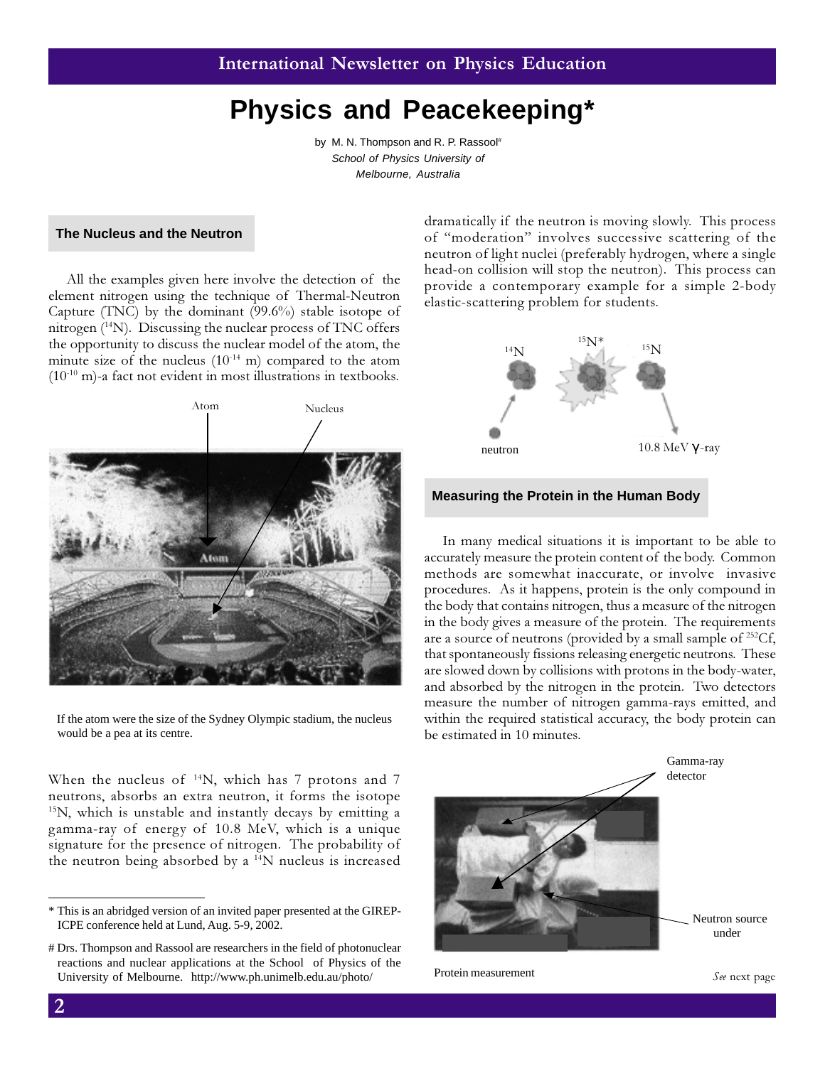# Physics and Peacekeeping*

by M. N. Thompson and R. P. Rassool#
*School of Physics University of Melbourne, Australia*

## The Nucleus and the Neutron

All the examples given here involve the detection of the element nitrogen using the technique of Thermal-Neutron Capture (TNC) by the dominant (99.6%) stable isotope of nitrogen ($^{14}N$). Discussing the nuclear process of TNC offers the opportunity to discuss the nuclear model of the atom, the minute size of the nucleus ($10^{-14}$ m) compared to the atom ($10^{-10}$ m)-a fact not evident in most illustrations in textbooks.

Atom

Nucleus

If the atom were the size of the Sydney Olympic stadium, the nucleus would be a pea at its centre.

When the nucleus of $^{14}N$, which has 7 protons and 7 neutrons, absorbs an extra neutron, it forms the isotope $^{15}N$, which is unstable and instantly decays by emitting a gamma-ray of energy of 10.8 MeV, which is a unique signature for the presence of nitrogen. The probability of the neutron being absorbed by a $^{14}N$ nucleus is increased dramatically if the neutron is moving slowly. This process of "moderation" involves successive scattering of the neutron of light nuclei (preferably hydrogen, where a single head-on collision will stop the neutron). This process can provide a contemporary example for a simple 2-body elastic-scattering problem for students.

$^{14}N$

$^{15}N^*$

$^{15}N$

neutron

10.8 MeV $\gamma$-ray

## Measuring the Protein in the Human Body

In many medical situations it is important to be able to accurately measure the protein content of the body. Common methods are somewhat inaccurate, or involve invasive procedures. As it happens, protein is the only compound in the body that contains nitrogen, thus a measure of the nitrogen in the body gives a measure of the protein. The requirements are a source of neutrons (provided by a small sample of $^{252}Cf$, that spontaneously fissions releasing energetic neutrons. These are slowed down by collisions with protons in the body-water, and absorbed by the nitrogen in the protein. Two detectors measure the number of nitrogen gamma-rays emitted, and within the required statistical accuracy, the body protein can be estimated in 10 minutes.

Gamma-ray detector

Neutron source under

Protein measurement

*See* next page

---

\* This is an abridged version of an invited paper presented at the GIREP-ICPE conference held at Lund, Aug. 5-9, 2002.

\# Drs. Thompson and Rassool are researchers in the field of photonuclear reactions and nuclear applications at the School of Physics of the University of Melbourne. http://www.ph.unimelb.edu.au/photo/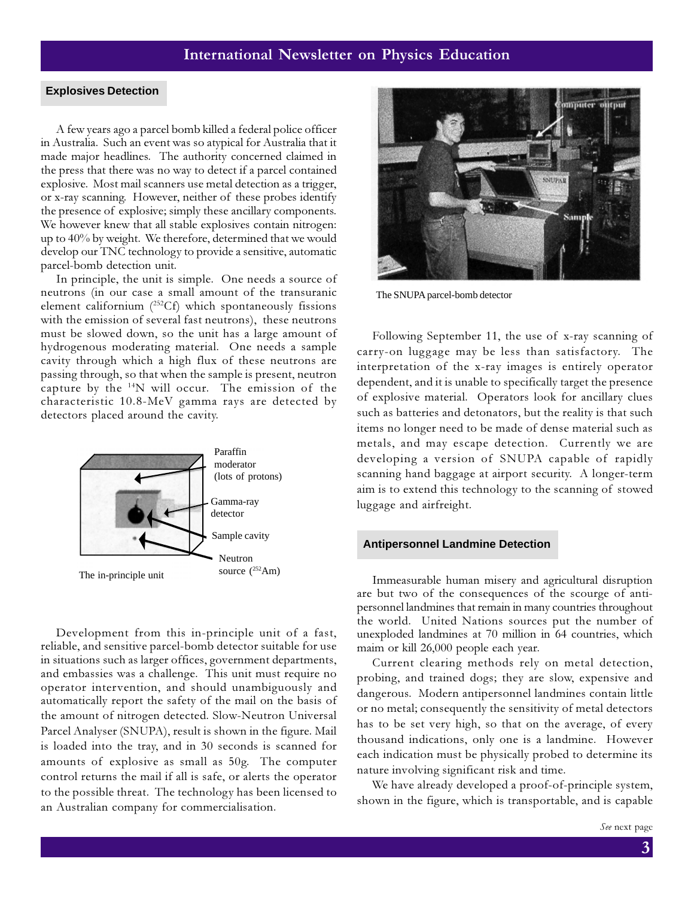## Explosives Detection

A few years ago a parcel bomb killed a federal police officer in Australia. Such an event was so atypical for Australia that it made major headlines. The authority concerned claimed in the press that there was no way to detect if a parcel contained explosive. Most mail scanners use metal detection as a trigger, or x-ray scanning. However, neither of these probes identify the presence of explosive; simply these ancillary components. We however knew that all stable explosives contain nitrogen: up to 40% by weight. We therefore, determined that we would develop our TNC technology to provide a sensitive, automatic parcel-bomb detection unit.

In principle, the unit is simple. One needs a source of neutrons (in our case a small amount of the transuranic element californium ($^{252}$Cf) which spontaneously fissions with the emission of several fast neutrons), these neutrons must be slowed down, so the unit has a large amount of hydrogenous moderating material. One needs a sample cavity through which a high flux of these neutrons are passing through, so that when the sample is present, neutron capture by the $^{14}$N will occur. The emission of the characteristic 10.8-MeV gamma rays are detected by detectors placed around the cavity.

Paraffin moderator (lots of protons)

Gamma-ray detector

Sample cavity

Neutron source ($^{252}$Am)

The in-principle unit

Development from this in-principle unit of a fast, reliable, and sensitive parcel-bomb detector suitable for use in situations such as larger offices, government departments, and embassies was a challenge. This unit must require no operator intervention, and should unambiguously and automatically report the safety of the mail on the basis of the amount of nitrogen detected. Slow-Neutron Universal Parcel Analyser (SNUPA), result is shown in the figure. Mail is loaded into the tray, and in 30 seconds is scanned for amounts of explosive as small as 50g. The computer control returns the mail if all is safe, or alerts the operator to the possible threat. The technology has been licensed to an Australian company for commercialisation.

Computer output

Sample

The SNUPA parcel-bomb detector

Following September 11, the use of x-ray scanning of carry-on luggage may be less than satisfactory. The interpretation of the x-ray images is entirely operator dependent, and it is unable to specifically target the presence of explosive material. Operators look for ancillary clues such as batteries and detonators, but the reality is that such items no longer need to be made of dense material such as metals, and may escape detection. Currently we are developing a version of SNUPA capable of rapidly scanning hand baggage at airport security. A longer-term aim is to extend this technology to the scanning of stowed luggage and airfreight.

## Antipersonnel Landmine Detection

Immeasurable human misery and agricultural disruption are but two of the consequences of the scourge of anti-personnel landmines that remain in many countries throughout the world. United Nations sources put the number of unexploded landmines at 70 million in 64 countries, which maim or kill 26,000 people each year.

Current clearing methods rely on metal detection, probing, and trained dogs; they are slow, expensive and dangerous. Modern antipersonnel landmines contain little or no metal; consequently the sensitivity of metal detectors has to be set very high, so that on the average, of every thousand indications, only one is a landmine. However each indication must be physically probed to determine its nature involving significant risk and time.

We have already developed a proof-of-principle system, shown in the figure, which is transportable, and is capable

*See* next page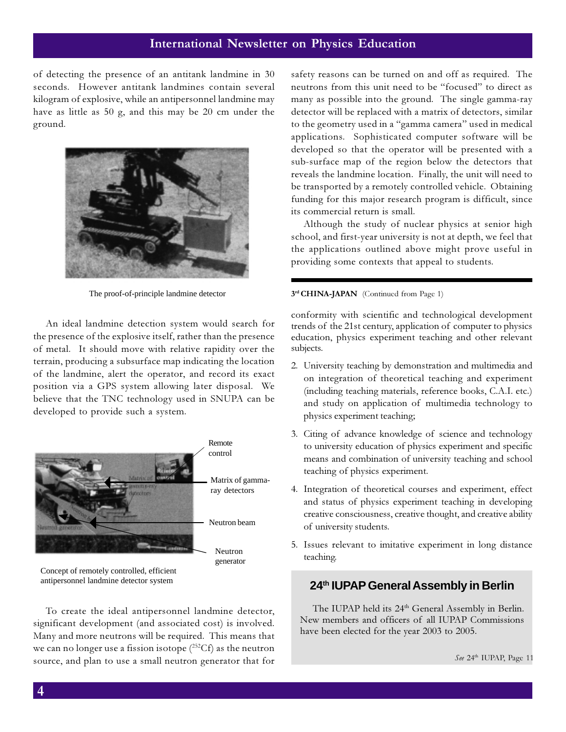of detecting the presence of an antitank landmine in 30 seconds. However antitank landmines contain several kilogram of explosive, while an antipersonnel landmine may have as little as 50 g, and this may be 20 cm under the ground.

The proof-of-principle landmine detector

An ideal landmine detection system would search for the presence of the explosive itself, rather than the presence of metal. It should move with relative rapidity over the terrain, producing a subsurface map indicating the location of the landmine, alert the operator, and record its exact position via a GPS system allowing later disposal. We believe that the TNC technology used in SNUPA can be developed to provide such a system.

Remote control

Matrix of gamma-ray detectors

Neutron beam

Neutron generator

Concept of remotely controlled, efficient antipersonnel landmine detector system

To create the ideal antipersonnel landmine detector, significant development (and associated cost) is involved. Many and more neutrons will be required. This means that we can no longer use a fission isotope ($^{252}$Cf) as the neutron source, and plan to use a small neutron generator that for safety reasons can be turned on and off as required. The neutrons from this unit need to be "focused" to direct as many as possible into the ground. The single gamma-ray detector will be replaced with a matrix of detectors, similar to the geometry used in a "gamma camera" used in medical applications. Sophisticated computer software will be developed so that the operator will be presented with a sub-surface map of the region below the detectors that reveals the landmine location. Finally, the unit will need to be transported by a remotely controlled vehicle. Obtaining funding for this major research program is difficult, since its commercial return is small.

Although the study of nuclear physics at senior high school, and first-year university is not at depth, we feel that the applications outlined above might prove useful in providing some contexts that appeal to students.

---

**3rd CHINA-JAPAN** (Continued from Page 1)

conformity with scientific and technological development trends of the 21st century, application of computer to physics education, physics experiment teaching and other relevant subjects.

2. University teaching by demonstration and multimedia and on integration of theoretical teaching and experiment (including teaching materials, reference books, C.A.I. etc.) and study on application of multimedia technology to physics experiment teaching;
3. Citing of advance knowledge of science and technology to university education of physics experiment and specific means and combination of university teaching and school teaching of physics experiment.
4. Integration of theoretical courses and experiment, effect and status of physics experiment teaching in developing creative consciousness, creative thought, and creative ability of university students.
5. Issues relevant to imitative experiment in long distance teaching.

## 24th IUPAP General Assembly in Berlin

The IUPAP held its 24th General Assembly in Berlin. New members and officers of all IUPAP Commissions have been elected for the year 2003 to 2005.

*See* 24th IUPAP, Page 11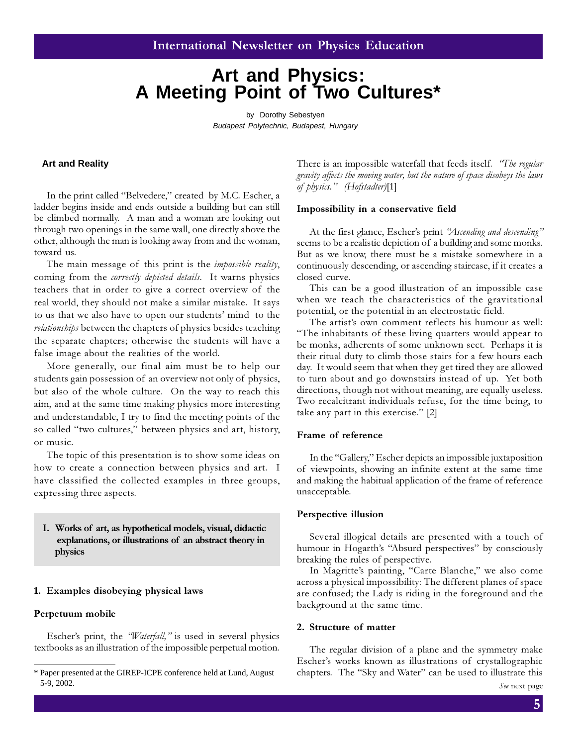# Art and Physics: A Meeting Point of Two Cultures*

by Dorothy Sebestyen

*Budapest Polytechnic, Budapest, Hungary*

## Art and Reality

In the print called "Belvedere," created by M.C. Escher, a ladder begins inside and ends outside a building but can still be climbed normally. A man and a woman are looking out through two openings in the same wall, one directly above the other, although the man is looking away from and the woman, toward us.

The main message of this print is the *impossible reality*, coming from the *correctly depicted details*. It warns physics teachers that in order to give a correct overview of the real world, they should not make a similar mistake. It says to us that we also have to open our students' mind to the *relationships* between the chapters of physics besides teaching the separate chapters; otherwise the students will have a false image about the realities of the world.

More generally, our final aim must be to help our students gain possession of an overview not only of physics, but also of the whole culture. On the way to reach this aim, and at the same time making physics more interesting and understandable, I try to find the meeting points of the so called "two cultures," between physics and art, history, or music.

The topic of this presentation is to show some ideas on how to create a connection between physics and art. I have classified the collected examples in three groups, expressing three aspects.

## I. Works of art, as hypothetical models, visual, didactic explanations, or illustrations of an abstract theory in physics

### 1. Examples disobeying physical laws

#### Perpetuum mobile

Escher's print, the *"Waterfall,"* is used in several physics textbooks as an illustration of the impossible perpetual motion. There is an impossible waterfall that feeds itself. *"The regular gravity affects the moving water, but the nature of space disobeys the laws of physics." (Hofstadter)*[1]

#### Impossibility in a conservative field

At the first glance, Escher's print *"Ascending and descending"* seems to be a realistic depiction of a building and some monks. But as we know, there must be a mistake somewhere in a continuously descending, or ascending staircase, if it creates a closed curve.

This can be a good illustration of an impossible case when we teach the characteristics of the gravitational potential, or the potential in an electrostatic field.

The artist's own comment reflects his humour as well: "The inhabitants of these living quarters would appear to be monks, adherents of some unknown sect. Perhaps it is their ritual duty to climb those stairs for a few hours each day. It would seem that when they get tired they are allowed to turn about and go downstairs instead of up. Yet both directions, though not without meaning, are equally useless. Two recalcitrant individuals refuse, for the time being, to take any part in this exercise." [2]

#### Frame of reference

In the "Gallery," Escher depicts an impossible juxtaposition of viewpoints, showing an infinite extent at the same time and making the habitual application of the frame of reference unacceptable.

#### Perspective illusion

Several illogical details are presented with a touch of humour in Hogarth's "Absurd perspectives" by consciously breaking the rules of perspective.

In Magritte's painting, "Carte Blanche," we also come across a physical impossibility: The different planes of space are confused; the Lady is riding in the foreground and the background at the same time.

### 2. Structure of matter

The regular division of a plane and the symmetry make Escher's works known as illustrations of crystallographic chapters. The "Sky and Water" can be used to illustrate this

*See* next page

* Paper presented at the GIREP-ICPE conference held at Lund, August 5-9, 2002.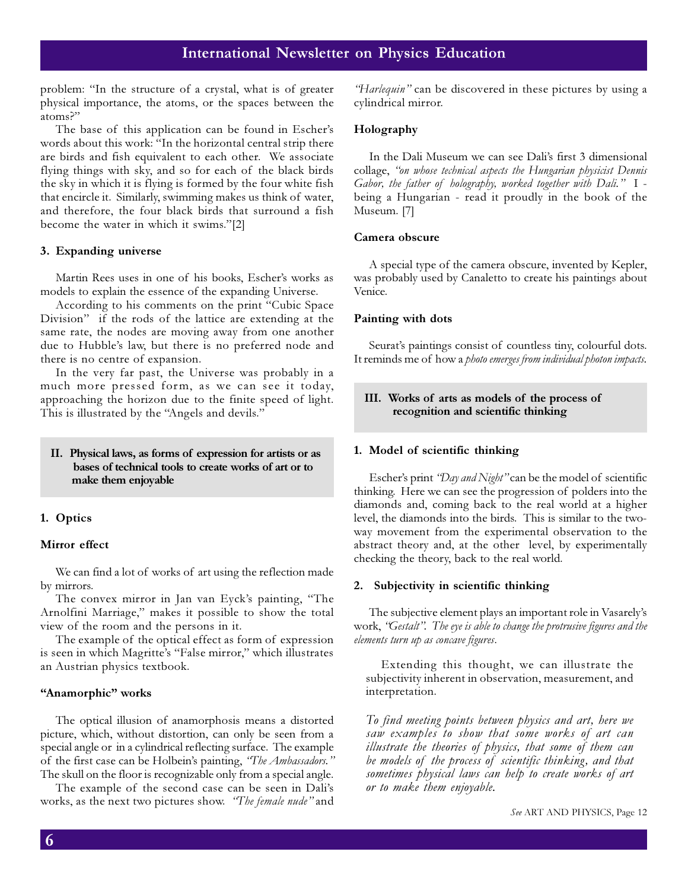problem: "In the structure of a crystal, what is of greater physical importance, the atoms, or the spaces between the atoms?"

The base of this application can be found in Escher's words about this work: "In the horizontal central strip there are birds and fish equivalent to each other. We associate flying things with sky, and so for each of the black birds the sky in which it is flying is formed by the four white fish that encircle it. Similarly, swimming makes us think of water, and therefore, the four black birds that surround a fish become the water in which it swims."[2]

#### 3. Expanding universe

Martin Rees uses in one of his books, Escher's works as models to explain the essence of the expanding Universe.

According to his comments on the print "Cubic Space Division" if the rods of the lattice are extending at the same rate, the nodes are moving away from one another due to Hubble's law, but there is no preferred node and there is no centre of expansion.

In the very far past, the Universe was probably in a much more pressed form, as we can see it today, approaching the horizon due to the finite speed of light. This is illustrated by the "Angels and devils."

## II. Physical laws, as forms of expression for artists or as bases of technical tools to create works of art or to make them enjoyable

### 1. Optics

#### Mirror effect

We can find a lot of works of art using the reflection made by mirrors.

The convex mirror in Jan van Eyck's painting, "The Arnolfini Marriage," makes it possible to show the total view of the room and the persons in it.

The example of the optical effect as form of expression is seen in which Magritte's "False mirror," which illustrates an Austrian physics textbook.

#### "Anamorphic" works

The optical illusion of anamorphosis means a distorted picture, which, without distortion, can only be seen from a special angle or in a cylindrical reflecting surface. The example of the first case can be Holbein's painting, *"The Ambassadors."* The skull on the floor is recognizable only from a special angle.

The example of the second case can be seen in Dali's works, as the next two pictures show. *"The female nude"* and *"Harlequin"* can be discovered in these pictures by using a cylindrical mirror.

#### Holography

In the Dali Museum we can see Dali's first 3 dimensional collage, *"on whose technical aspects the Hungarian physicist Dennis Gabor, the father of holography, worked together with Dali."* I - being a Hungarian - read it proudly in the book of the Museum. [7]

#### Camera obscure

A special type of the camera obscure, invented by Kepler, was probably used by Canaletto to create his paintings about Venice.

#### Painting with dots

Seurat's paintings consist of countless tiny, colourful dots. It reminds me of how a *photo emerges from individual photon impacts*.

## III. Works of arts as models of the process of recognition and scientific thinking

### 1. Model of scientific thinking

Escher's print *"Day and Night"* can be the model of scientific thinking. Here we can see the progression of polders into the diamonds and, coming back to the real world at a higher level, the diamonds into the birds. This is similar to the two-way movement from the experimental observation to the abstract theory and, at the other level, by experimentally checking the theory, back to the real world.

### 2. Subjectivity in scientific thinking

The subjective element plays an important role in Vasarely's work, *"Gestalt". The eye is able to change the protrusive figures and the elements turn up as concave figures*.

Extending this thought, we can illustrate the subjectivity inherent in observation, measurement, and interpretation.

*To find meeting points between physics and art, here we saw examples to show that some works of art can illustrate the theories of physics, that some of them can be models of the process of scientific thinking, and that sometimes physical laws can help to create works of art or to make them enjoyable.*

*See* ART AND PHYSICS, Page 12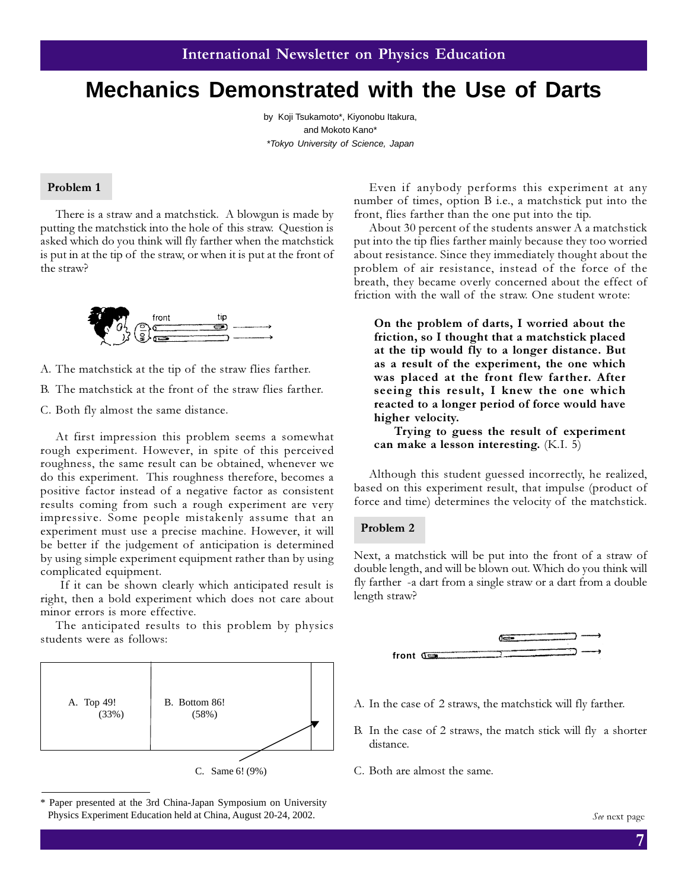# Mechanics Demonstrated with the Use of Darts

by Koji Tsukamoto*, Kiyonobu Itakura, and Mokoto Kano*

*Tokyo University of Science, Japan*

### Problem 1

There is a straw and a matchstick. A blowgun is made by putting the matchstick into the hole of this straw. Question is asked which do you think will fly farther when the matchstick is put in at the tip of the straw, or when it is put at the front of the straw?

A. The matchstick at the tip of the straw flies farther.

B. The matchstick at the front of the straw flies farther.

C. Both fly almost the same distance.

At first impression this problem seems a somewhat rough experiment. However, in spite of this perceived roughness, the same result can be obtained, whenever we do this experiment. This roughness therefore, becomes a positive factor instead of a negative factor as consistent results coming from such a rough experiment are very impressive. Some people mistakenly assume that an experiment must use a precise machine. However, it will be better if the judgement of anticipation is determined by using simple experiment equipment rather than by using complicated equipment.

If it can be shown clearly which anticipated result is right, then a bold experiment which does not care about minor errors is more effective.

The anticipated results to this problem by physics students were as follows:

| A. Top 49! (33%) | B. Bottom 86! (58%) | C. Same 6! (9%) |
|---|---|---|

Even if anybody performs this experiment at any number of times, option B i.e., a matchstick put into the front, flies farther than the one put into the tip.

About 30 percent of the students answer A a matchstick put into the tip flies farther mainly because they too worried about resistance. Since they immediately thought about the problem of air resistance, instead of the force of the breath, they became overly concerned about the effect of friction with the wall of the straw. One student wrote:

> **On the problem of darts, I worried about the friction, so I thought that a matchstick placed at the tip would fly to a longer distance. But as a result of the experiment, the one which was placed at the front flew farther. After seeing this result, I knew the one which reacted to a longer period of force would have higher velocity.**
>
> **Trying to guess the result of experiment can make a lesson interesting.** (K.I. 5)

Although this student guessed incorrectly, he realized, based on this experiment result, that impulse (product of force and time) determines the velocity of the matchstick.

### Problem 2

Next, a matchstick will be put into the front of a straw of double length, and will be blown out. Which do you think will fly farther -a dart from a single straw or a dart from a double length straw?

A. In the case of 2 straws, the matchstick will fly farther.

B. In the case of 2 straws, the match stick will fly a shorter distance.

C. Both are almost the same.

\* Paper presented at the 3rd China-Japan Symposium on University Physics Experiment Education held at China, August 20-24, 2002.

*See* next page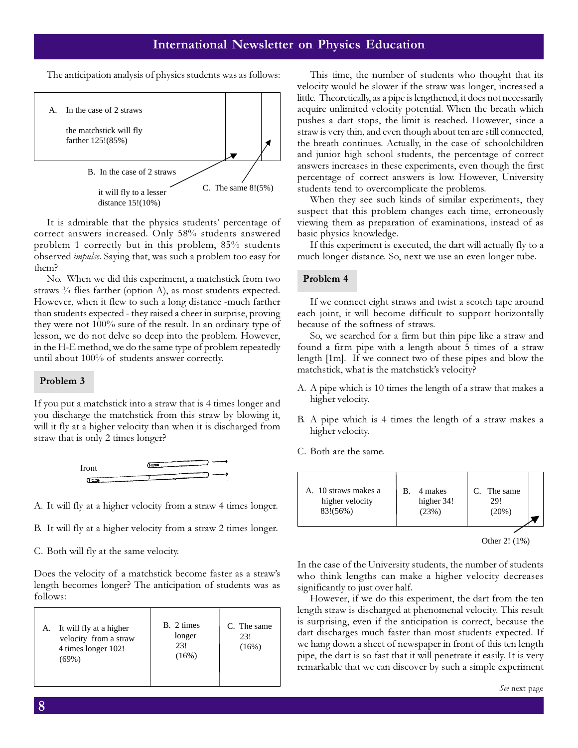The anticipation analysis of physics students was as follows:

| | | |
|---|---|---|
| A. In the case of 2 straws the matchstick will fly farther 125!(85%) | B. In the case of 2 straws it will fly to a lesser distance 15!(10%) | C. The same 8!(5%) |

It is admirable that the physics students' percentage of correct answers increased. Only 58% students answered problem 1 correctly but in this problem, 85% students observed *impulse*. Saying that, was such a problem too easy for them?

No. When we did this experiment, a matchstick from two straws ¾ flies farther (option A), as most students expected. However, when it flew to such a long distance -much farther than students expected - they raised a cheer in surprise, proving they were not 100% sure of the result. In an ordinary type of lesson, we do not delve so deep into the problem. However, in the H-E method, we do the same type of problem repeatedly until about 100% of students answer correctly.

## Problem 3

If you put a matchstick into a straw that is 4 times longer and you discharge the matchstick from this straw by blowing it, will it fly at a higher velocity than when it is discharged from straw that is only 2 times longer?

front

A. It will fly at a higher velocity from a straw 4 times longer.

B. It will fly at a higher velocity from a straw 2 times longer.

C. Both will fly at the same velocity.

Does the velocity of a matchstick become faster as a straw's length becomes longer? The anticipation of students was as follows:

| | | |
|---|---|---|
| A. It will fly at a higher velocity from a straw 4 times longer 102! (69%) | B. 2 times longer 23! (16%) | C. The same 23! (16%) |

This time, the number of students who thought that its velocity would be slower if the straw was longer, increased a little. Theoretically, as a pipe is lengthened, it does not necessarily acquire unlimited velocity potential. When the breath which pushes a dart stops, the limit is reached. However, since a straw is very thin, and even though about ten are still connected, the breath continues. Actually, in the case of schoolchildren and junior high school students, the percentage of correct answers increases in these experiments, even though the first percentage of correct answers is low. However, University students tend to overcomplicate the problems.

When they see such kinds of similar experiments, they suspect that this problem changes each time, erroneously viewing them as preparation of examinations, instead of as basic physics knowledge.

If this experiment is executed, the dart will actually fly to a much longer distance. So, next we use an even longer tube.

## Problem 4

If we connect eight straws and twist a scotch tape around each joint, it will become difficult to support horizontally because of the softness of straws.

So, we searched for a firm but thin pipe like a straw and found a firm pipe with a length about 5 times of a straw length [1m]. If we connect two of these pipes and blow the matchstick, what is the matchstick's velocity?

A. A pipe which is 10 times the length of a straw that makes a higher velocity.

B. A pipe which is 4 times the length of a straw makes a higher velocity.

C. Both are the same.

| | | | |
|---|---|---|---|
| A. 10 straws makes a higher velocity 83!(56%) | B. 4 makes higher 34! (23%) | C. The same 29! (20%) | Other 2! (1%) |

In the case of the University students, the number of students who think lengths can make a higher velocity decreases significantly to just over half.

However, if we do this experiment, the dart from the ten length straw is discharged at phenomenal velocity. This result is surprising, even if the anticipation is correct, because the dart discharges much faster than most students expected. If we hang down a sheet of newspaper in front of this ten length pipe, the dart is so fast that it will penetrate it easily. It is very remarkable that we can discover by such a simple experiment

*See* next page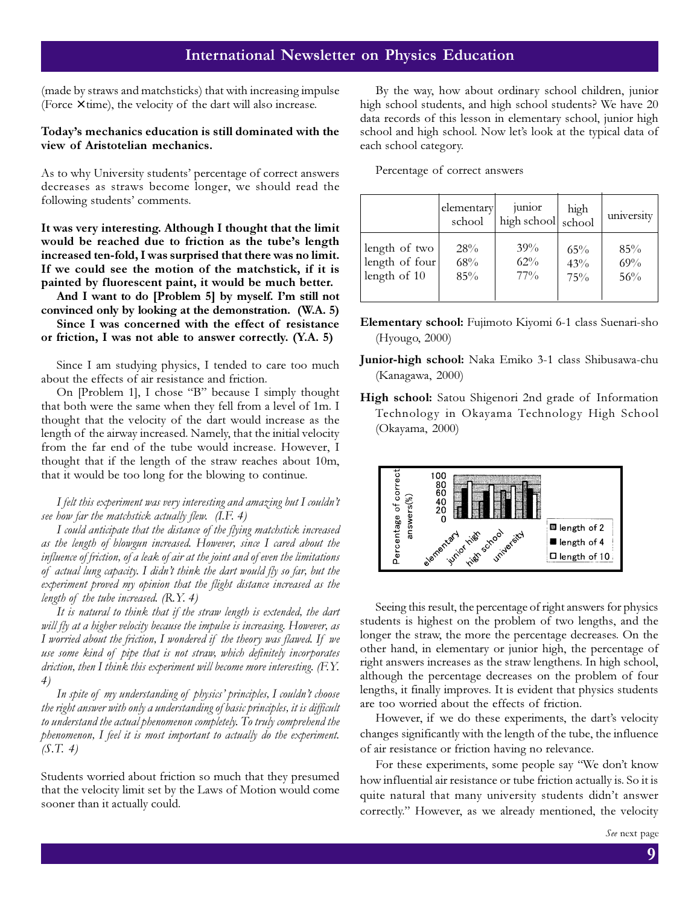(made by straws and matchsticks) that with increasing impulse (Force ×time), the velocity of the dart will also increase.

**Today's mechanics education is still dominated with the view of Aristotelian mechanics.**

As to why University students' percentage of correct answers decreases as straws become longer, we should read the following students' comments.

**It was very interesting. Although I thought that the limit would be reached due to friction as the tube's length increased ten-fold, I was surprised that there was no limit. If we could see the motion of the matchstick, if it is painted by fluorescent paint, it would be much better.**

**And I want to do [Problem 5] by myself. I'm still not convinced only by looking at the demonstration. (W.A. 5)**

**Since I was concerned with the effect of resistance or friction, I was not able to answer correctly. (Y.A. 5)**

Since I am studying physics, I tended to care too much about the effects of air resistance and friction.

On [Problem 1], I chose "B" because I simply thought that both were the same when they fell from a level of 1m. I thought that the velocity of the dart would increase as the length of the airway increased. Namely, that the initial velocity from the far end of the tube would increase. However, I thought that if the length of the straw reaches about 10m, that it would be too long for the blowing to continue.

*I felt this experiment was very interesting and amazing but I couldn't see how far the matchstick actually flew. (I.F. 4)*

*I could anticipate that the distance of the flying matchstick increased as the length of blowgun increased. However, since I cared about the influence of friction, of a leak of air at the joint and of even the limitations of actual lung capacity. I didn't think the dart would fly so far, but the experiment proved my opinion that the flight distance increased as the length of the tube increased. (R.Y. 4)*

*It is natural to think that if the straw length is extended, the dart will fly at a higher velocity because the impulse is increasing. However, as I worried about the friction, I wondered if the theory was flawed. If we use some kind of pipe that is not straw, which definitely incorporates driction, then I think this experiment will become more interesting. (F.Y. 4)*

*In spite of my understanding of physics' principles, I couldn't choose the right answer with only a understanding of basic principles, it is difficult to understand the actual phenomenon completely. To truly comprehend the phenomenon, I feel it is most important to actually do the experiment. (S.T. 4)*

Students worried about friction so much that they presumed that the velocity limit set by the Laws of Motion would come sooner than it actually could.

By the way, how about ordinary school children, junior high school students, and high school students? We have 20 data records of this lesson in elementary school, junior high school and high school. Now let's look at the typical data of each school category.

Percentage of correct answers

| | elementary school | junior high school | high school | university |
|---|---|---|---|---|
| length of two | 28% | 39% | 65% | 85% |
| length of four | 68% | 62% | 43% | 69% |
| length of 10 | 85% | 77% | 75% | 56% |

**Elementary school:** Fujimoto Kiyomi 6-1 class Suenari-sho (Hyougo, 2000)

**Junior-high school:** Naka Emiko 3-1 class Shibusawa-chu (Kanagawa, 2000)

**High school:** Satou Shigenori 2nd grade of Information Technology in Okayama Technology High School (Okayama, 2000)

Percentage of correct answers(%)

100
80
60
40
20
0

elementary
junior high
high school
university

length of 2
length of 4
length of 10

Seeing this result, the percentage of right answers for physics students is highest on the problem of two lengths, and the longer the straw, the more the percentage decreases. On the other hand, in elementary or junior high, the percentage of right answers increases as the straw lengthens. In high school, although the percentage decreases on the problem of four lengths, it finally improves. It is evident that physics students are too worried about the effects of friction.

However, if we do these experiments, the dart's velocity changes significantly with the length of the tube, the influence of air resistance or friction having no relevance.

For these experiments, some people say "We don't know how influential air resistance or tube friction actually is. So it is quite natural that many university students didn't answer correctly." However, as we already mentioned, the velocity

*See* next page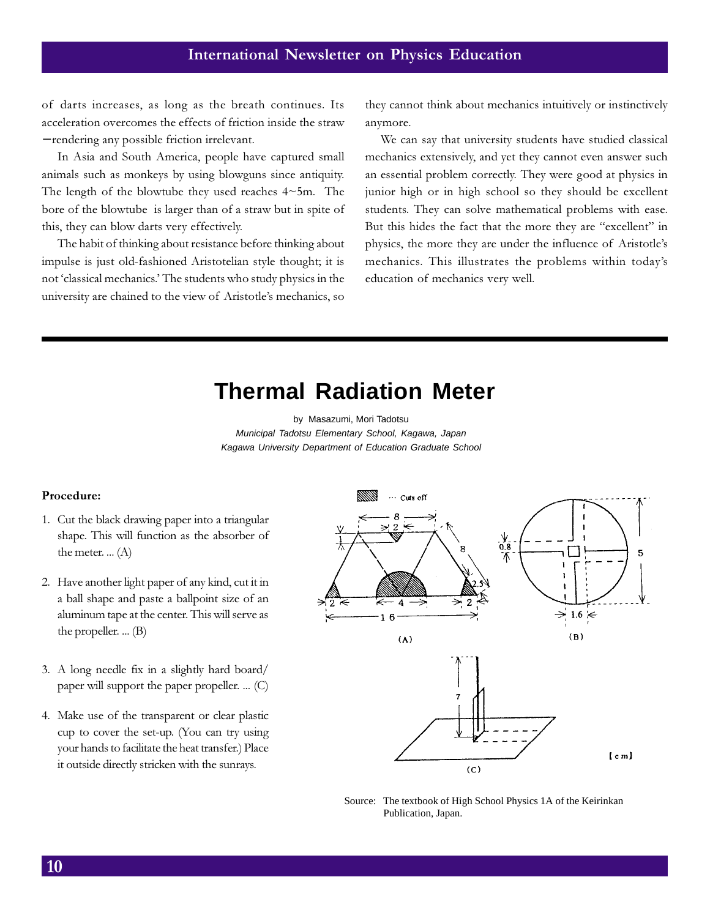of darts increases, as long as the breath continues. Its acceleration overcomes the effects of friction inside the straw —rendering any possible friction irrelevant.

In Asia and South America, people have captured small animals such as monkeys by using blowguns since antiquity. The length of the blowtube they used reaches 4~5m. The bore of the blowtube is larger than of a straw but in spite of this, they can blow darts very effectively.

The habit of thinking about resistance before thinking about impulse is just old-fashioned Aristotelian style thought; it is not 'classical mechanics.' The students who study physics in the university are chained to the view of Aristotle's mechanics, so they cannot think about mechanics intuitively or instinctively anymore.

We can say that university students have studied classical mechanics extensively, and yet they cannot even answer such an essential problem correctly. They were good at physics in junior high or in high school so they should be excellent students. They can solve mathematical problems with ease. But this hides the fact that the more they are "excellent" in physics, the more they are under the influence of Aristotle's mechanics. This illustrates the problems within today's education of mechanics very well.

---

# Thermal Radiation Meter

by Masazumi, Mori Tadotsu

*Municipal Tadotsu Elementary School, Kagawa, Japan*

*Kagawa University Department of Education Graduate School*

**Procedure:**

1. Cut the black drawing paper into a triangular shape. This will function as the absorber of the meter. ... (A)

2. Have another light paper of any kind, cut it in a ball shape and paste a ballpoint size of an aluminum tape at the center. This will serve as the propeller. ... (B)

3. A long needle fix in a slightly hard board/ paper will support the paper propeller. ... (C)

4. Make use of the transparent or clear plastic cup to cover the set-up. (You can try using your hands to facilitate the heat transfer.) Place it outside directly stricken with the sunrays.

··· Cuts off

8
2
1
8
2.5
2
4
2
16
(A)

0.8
5
1.6
(B)

7
(C)

[cm]

Source: The textbook of High School Physics 1A of the Keirinkan Publication, Japan.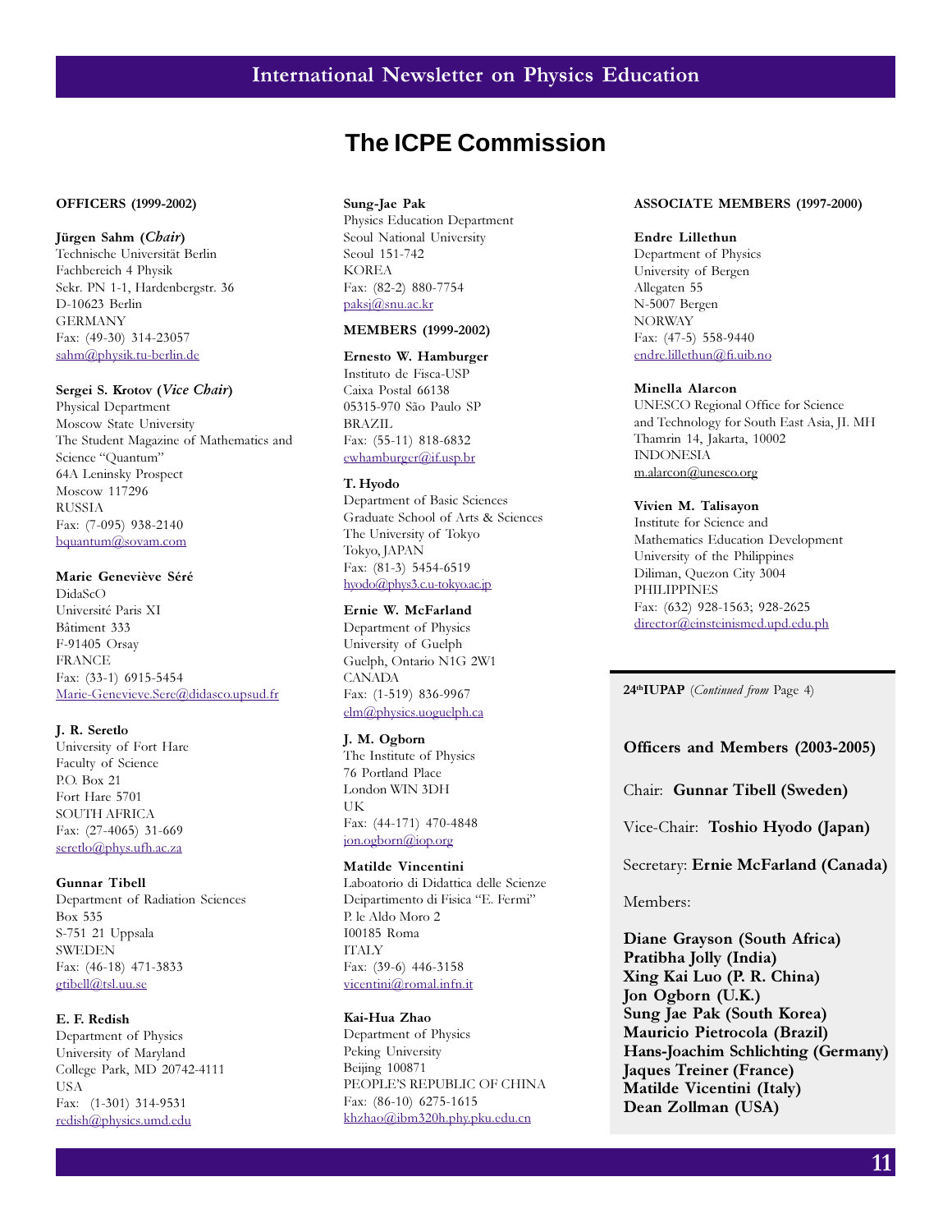# The ICPE Commission

**OFFICERS (1999-2002)**

**Jürgen Sahm (*Chair*)**
Technische Universität Berlin
Fachbereich 4 Physik
Sekr. PN 1-1, Hardenbergstr. 36
D-10623 Berlin
GERMANY
Fax: (49-30) 314-23057
sahm@physik.tu-berlin.de

**Sergei S. Krotov (*Vice Chair*)**
Physical Department
Moscow State University
The Student Magazine of Mathematics and Science "Quantum"
64A Leninsky Prospect
Moscow 117296
RUSSIA
Fax: (7-095) 938-2140
bquantum@sovam.com

**Marie Geneviève Séré**
DidaScO
Université Paris XI
Bâtiment 333
F-91405 Orsay
FRANCE
Fax: (33-1) 6915-5454
Marie-Genevieve.Sere@didasco.upsud.fr

**J. R. Seretlo**
University of Fort Hare
Faculty of Science
P.O. Box 21
Fort Hare 5701
SOUTH AFRICA
Fax: (27-4065) 31-669
seretlo@phys.ufh.ac.za

**Gunnar Tibell**
Department of Radiation Sciences
Box 535
S-751 21 Uppsala
SWEDEN
Fax: (46-18) 471-3833
gtibell@tsl.uu.se

**E. F. Redish**
Department of Physics
University of Maryland
College Park, MD 20742-4111
USA
Fax: (1-301) 314-9531
redish@physics.umd.edu

**Sung-Jae Pak**
Physics Education Department
Seoul National University
Seoul 151-742
KOREA
Fax: (82-2) 880-7754
paksj@snu.ac.kr

**MEMBERS (1999-2002)**

**Ernesto W. Hamburger**
Instituto de Fisca-USP
Caixa Postal 66138
05315-970 São Paulo SP
BRAZIL
Fax: (55-11) 818-6832
ewhamburger@if.usp.br

**T. Hyodo**
Department of Basic Sciences
Graduate School of Arts & Sciences
The University of Tokyo
Tokyo, JAPAN
Fax: (81-3) 5454-6519
hyodo@phys3.c.u-tokyo.ac.jp

**Ernie W. McFarland**
Department of Physics
University of Guelph
Guelph, Ontario N1G 2W1
CANADA
Fax: (1-519) 836-9967
elm@physics.uoguelph.ca

**J. M. Ogborn**
The Institute of Physics
76 Portland Place
London WIN 3DH
UK
Fax: (44-171) 470-4848
jon.ogborn@iop.org

**Matilde Vincentini**
Laboatorio di Didattica delle Scienze
Deipartimento di Fisica "E. Fermi"
P. le Aldo Moro 2
I00185 Roma
ITALY
Fax: (39-6) 446-3158
vicentini@romal.infn.it

**Kai-Hua Zhao**
Department of Physics
Peking University
Beijing 100871
PEOPLE'S REPUBLIC OF CHINA
Fax: (86-10) 6275-1615
khzhao@ibm320h.phy.pku.edu.cn

**ASSOCIATE MEMBERS (1997-2000)**

**Endre Lillethun**
Department of Physics
University of Bergen
Allegaten 55
N-5007 Bergen
NORWAY
Fax: (47-5) 558-9440
endre.lillethun@fi.uib.no

**Minella Alarcon**
UNESCO Regional Office for Science and Technology for South East Asia, Jl. MH Thamrin 14, Jakarta, 10002
INDONESIA
m.alarcon@unesco.org

**Vivien M. Talisayon**
Institute for Science and Mathematics Education Development
University of the Philippines
Diliman, Quezon City 3004
PHILIPPINES
Fax: (632) 928-1563; 928-2625
director@einsteinismed.upd.edu.ph

**24th IUPAP** (*Continued from* Page 4)

**Officers and Members (2003-2005)**

Chair: **Gunnar Tibell (Sweden)**

Vice-Chair: **Toshio Hyodo (Japan)**

Secretary: **Ernie McFarland (Canada)**

Members:

**Diane Grayson (South Africa)**
**Pratibha Jolly (India)**
**Xing Kai Luo (P. R. China)**
**Jon Ogborn (U.K.)**
**Sung Jae Pak (South Korea)**
**Mauricio Pietrocola (Brazil)**
**Hans-Joachim Schlichting (Germany)**
**Jaques Treiner (France)**
**Matilde Vicentini (Italy)**
**Dean Zollman (USA)**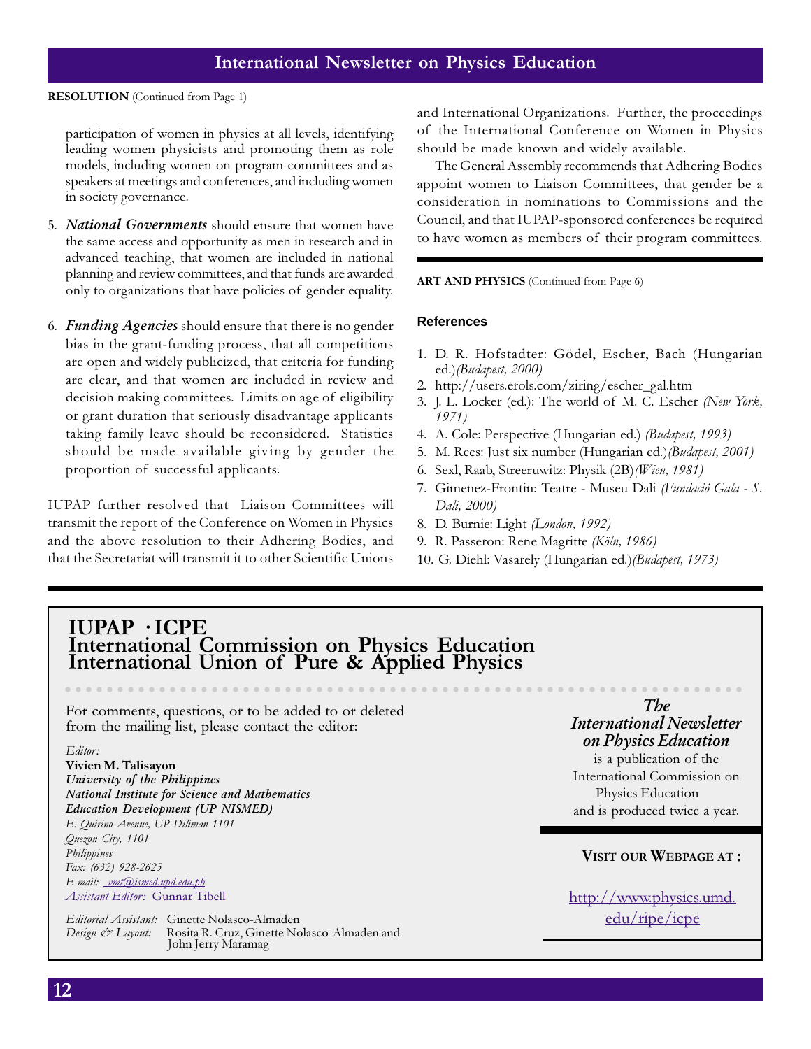**RESOLUTION** (Continued from Page 1)

participation of women in physics at all levels, identifying leading women physicists and promoting them as role models, including women on program committees and as speakers at meetings and conferences, and including women in society governance.

5. ***National Governments*** should ensure that women have the same access and opportunity as men in research and in advanced teaching, that women are included in national planning and review committees, and that funds are awarded only to organizations that have policies of gender equality.

6. ***Funding Agencies*** should ensure that there is no gender bias in the grant-funding process, that all competitions are open and widely publicized, that criteria for funding are clear, and that women are included in review and decision making committees. Limits on age of eligibility or grant duration that seriously disadvantage applicants taking family leave should be reconsidered. Statistics should be made available giving by gender the proportion of successful applicants.

IUPAP further resolved that Liaison Committees will transmit the report of the Conference on Women in Physics and the above resolution to their Adhering Bodies, and that the Secretariat will transmit it to other Scientific Unions and International Organizations. Further, the proceedings of the International Conference on Women in Physics should be made known and widely available.

The General Assembly recommends that Adhering Bodies appoint women to Liaison Committees, that gender be a consideration in nominations to Commissions and the Council, and that IUPAP-sponsored conferences be required to have women as members of their program committees.

**ART AND PHYSICS** (Continued from Page 6)

### References

1. D. R. Hofstadter: Gödel, Escher, Bach (Hungarian ed.) *(Budapest, 2000)*
2. http://users.erols.com/ziring/escher_gal.htm
3. J. L. Locker (ed.): The world of M. C. Escher *(New York, 1971)*
4. A. Cole: Perspective (Hungarian ed.) *(Budapest, 1993)*
5. M. Rees: Just six number (Hungarian ed.) *(Budapest, 2001)*
6. Sexl, Raab, Streeruwitz: Physik (2B) *(Wien, 1981)*
7. Gimenez-Frontin: Teatre - Museu Dali *(Fundació Gala - S. Dali, 2000)*
8. D. Burnie: Light *(London, 1992)*
9. R. Passeron: Rene Magritte *(Köln, 1986)*
10. G. Diehl: Vasarely (Hungarian ed.) *(Budapest, 1973)*

## IUPAP · ICPE
## International Commission on Physics Education
## International Union of Pure & Applied Physics

For comments, questions, or to be added to or deleted from the mailing list, please contact the editor:

*Editor:*
**Vivien M. Talisayon**
***University of the Philippines***
***National Institute for Science and Mathematics***
***Education Development (UP NISMED)***
*E. Quirino Avenue, UP Diliman 1101*
*Quezon City, 1101*
*Philippines*
*Fax: (632) 928-2625*
*E-mail: vmt@ismed.upd.edu.ph*
*Assistant Editor:* Gunnar Tibell

*Editorial Assistant:* Ginette Nolasco-Almaden
*Design & Layout:* Rosita R. Cruz, Ginette Nolasco-Almaden and John Jerry Maramag

***The International Newsletter on Physics Education*** is a publication of the International Commission on Physics Education and is produced twice a year.

**VISIT OUR WEBPAGE AT :**

http://www.physics.umd.edu/ripe/icpe